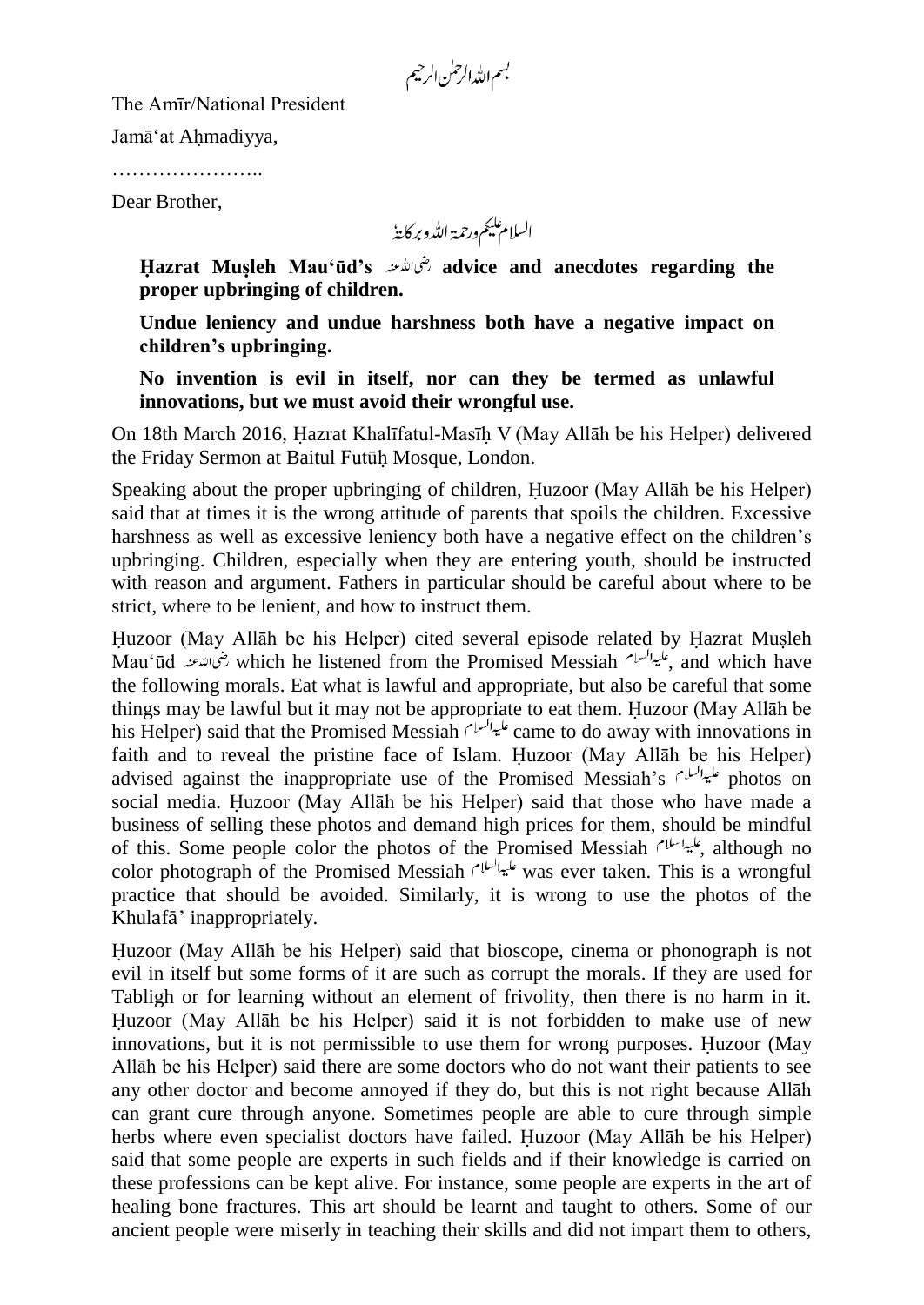بسم اللہ الرحمٰن الرحیم

The Amīr/National President

Jamā'at Aḥmadiyya,

……………………..

Dear Brother,

السلام علیکم ورحمۃ اللہ وبرکاتہٗ

> **Ḥazrat Muṣleh Mau'ūd's** رضی اللہ عنہ **advice and anecdotes regarding the proper upbringing of children.**
>
> **Undue leniency and undue harshness both have a negative impact on children's upbringing.**
>
> **No invention is evil in itself, nor can they be termed as unlawful innovations, but we must avoid their wrongful use.**

On 18th March 2016, Ḥazrat Khalīfatul-Masīḥ V (May Allāh be his Helper) delivered the Friday Sermon at Baitul Futūḥ Mosque, London.

Speaking about the proper upbringing of children, Ḥuzoor (May Allāh be his Helper) said that at times it is the wrong attitude of parents that spoils the children. Excessive harshness as well as excessive leniency both have a negative effect on the children's upbringing. Children, especially when they are entering youth, should be instructed with reason and argument. Fathers in particular should be careful about where to be strict, where to be lenient, and how to instruct them.

Ḥuzoor (May Allāh be his Helper) cited several episode related by Ḥazrat Muṣleh Mau'ūd رضی اللہ عنہ which he listened from the Promised Messiah علیہ السلام, and which have the following morals. Eat what is lawful and appropriate, but also be careful that some things may be lawful but it may not be appropriate to eat them. Ḥuzoor (May Allāh be his Helper) said that the Promised Messiah علیہ السلام came to do away with innovations in faith and to reveal the pristine face of Islam. Ḥuzoor (May Allāh be his Helper) advised against the inappropriate use of the Promised Messiah's علیہ السلام photos on social media. Ḥuzoor (May Allāh be his Helper) said that those who have made a business of selling these photos and demand high prices for them, should be mindful of this. Some people color the photos of the Promised Messiah علیہ السلام, although no color photograph of the Promised Messiah علیہ السلام was ever taken. This is a wrongful practice that should be avoided. Similarly, it is wrong to use the photos of the Khulafā' inappropriately.

Ḥuzoor (May Allāh be his Helper) said that bioscope, cinema or phonograph is not evil in itself but some forms of it are such as corrupt the morals. If they are used for Tabligh or for learning without an element of frivolity, then there is no harm in it. Ḥuzoor (May Allāh be his Helper) said it is not forbidden to make use of new innovations, but it is not permissible to use them for wrong purposes. Ḥuzoor (May Allāh be his Helper) said there are some doctors who do not want their patients to see any other doctor and become annoyed if they do, but this is not right because Allāh can grant cure through anyone. Sometimes people are able to cure through simple herbs where even specialist doctors have failed. Ḥuzoor (May Allāh be his Helper) said that some people are experts in such fields and if their knowledge is carried on these professions can be kept alive. For instance, some people are experts in the art of healing bone fractures. This art should be learnt and taught to others. Some of our ancient people were miserly in teaching their skills and did not impart them to others,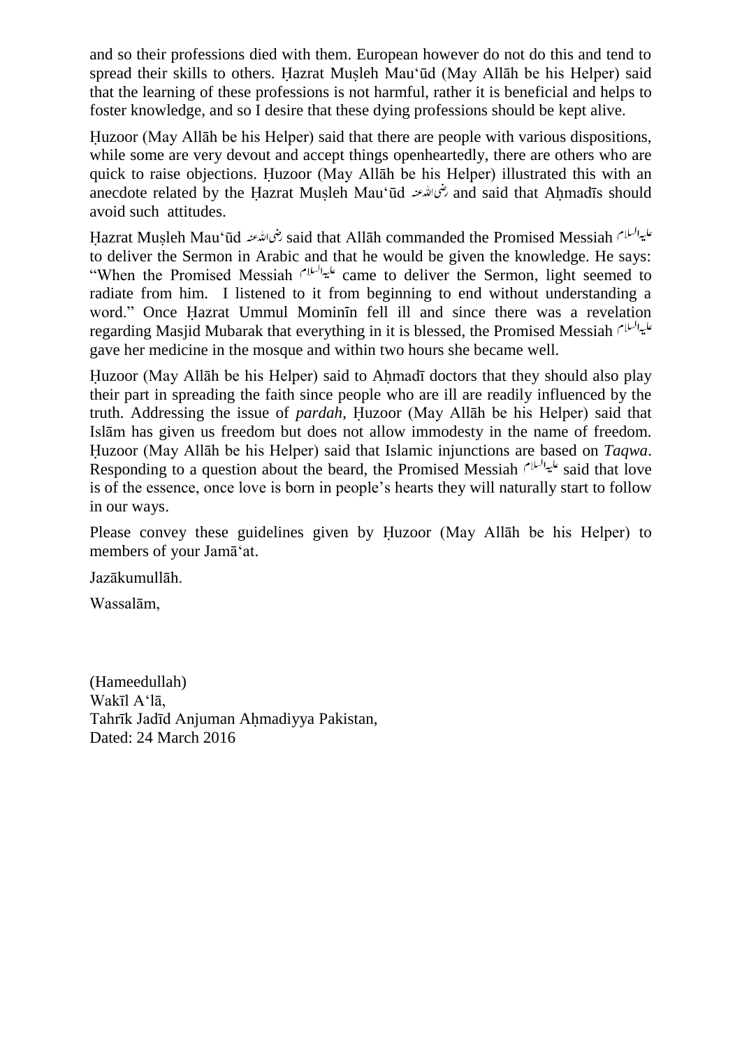and so their professions died with them. European however do not do this and tend to spread their skills to others. Ḥazrat Muṣleh Mau'ūd (May Allāh be his Helper) said that the learning of these professions is not harmful, rather it is beneficial and helps to foster knowledge, and so I desire that these dying professions should be kept alive.

Ḥuzoor (May Allāh be his Helper) said that there are people with various dispositions, while some are very devout and accept things openheartedly, there are others who are quick to raise objections. Ḥuzoor (May Allāh be his Helper) illustrated this with an anecdote related by the Ḥazrat Muṣleh Mau'ūd رضی اللہ عنہ and said that Aḥmadīs should avoid such attitudes.

Ḥazrat Muṣleh Mau'ūd رضی اللہ عنہ said that Allāh commanded the Promised Messiah علیہ السلام to deliver the Sermon in Arabic and that he would be given the knowledge. He says: "When the Promised Messiah علیہ السلام came to deliver the Sermon, light seemed to radiate from him. I listened to it from beginning to end without understanding a word." Once Ḥazrat Ummul Mominīn fell ill and since there was a revelation regarding Masjid Mubarak that everything in it is blessed, the Promised Messiah علیہ السلام gave her medicine in the mosque and within two hours she became well.

Ḥuzoor (May Allāh be his Helper) said to Aḥmadī doctors that they should also play their part in spreading the faith since people who are ill are readily influenced by the truth. Addressing the issue of *pardah*, Ḥuzoor (May Allāh be his Helper) said that Islām has given us freedom but does not allow immodesty in the name of freedom. Ḥuzoor (May Allāh be his Helper) said that Islamic injunctions are based on *Taqwa*. Responding to a question about the beard, the Promised Messiah علیہ السلام said that love is of the essence, once love is born in people's hearts they will naturally start to follow in our ways.

Please convey these guidelines given by Ḥuzoor (May Allāh be his Helper) to members of your Jamā'at.

Jazākumullāh.

Wassalām,

(Hameedullah)
Wakīl A'lā,
Tahrīk Jadīd Anjuman Aḥmadiyya Pakistan,
Dated: 24 March 2016